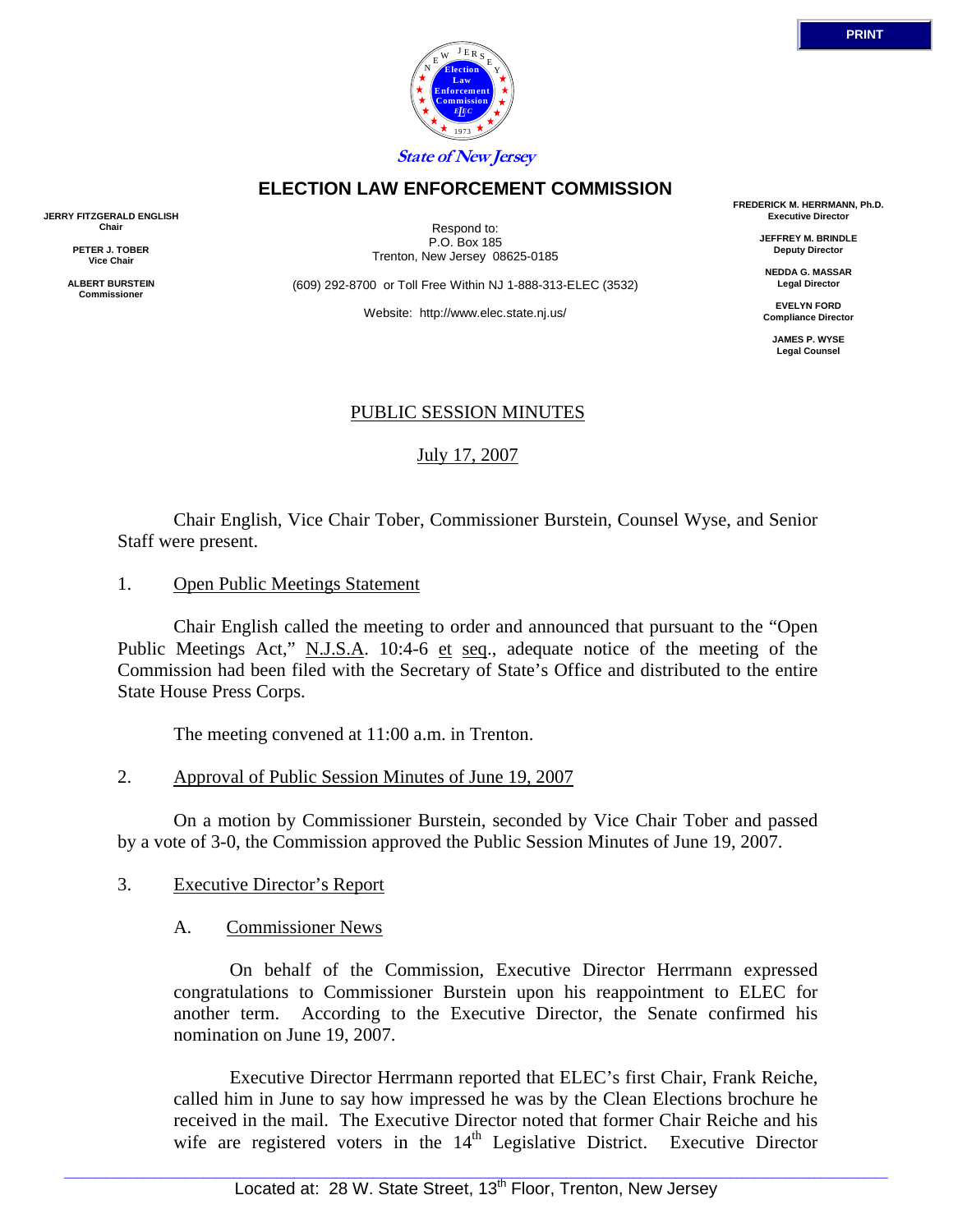State of New Jersey

# ELECTION LAW ENFORCEMENT COMMISSION

**JERRY FITZGERALD ENGLISH**
**Chair**

**PETER J. TOBER**
**Vice Chair**

**ALBERT BURSTEIN**
**Commissioner**

Respond to:
P.O. Box 185
Trenton, New Jersey 08625-0185

(609) 292-8700 or Toll Free Within NJ 1-888-313-ELEC (3532)

Website: http://www.elec.state.nj.us/

**FREDERICK M. HERRMANN, Ph.D.**
**Executive Director**

**JEFFREY M. BRINDLE**
**Deputy Director**

**NEDDA G. MASSAR**
**Legal Director**

**EVELYN FORD**
**Compliance Director**

**JAMES P. WYSE**
**Legal Counsel**

## PUBLIC SESSION MINUTES

July 17, 2007

Chair English, Vice Chair Tober, Commissioner Burstein, Counsel Wyse, and Senior Staff were present.

1. Open Public Meetings Statement

Chair English called the meeting to order and announced that pursuant to the "Open Public Meetings Act," N.J.S.A. 10:4-6 et seq., adequate notice of the meeting of the Commission had been filed with the Secretary of State's Office and distributed to the entire State House Press Corps.

The meeting convened at 11:00 a.m. in Trenton.

2. Approval of Public Session Minutes of June 19, 2007

On a motion by Commissioner Burstein, seconded by Vice Chair Tober and passed by a vote of 3-0, the Commission approved the Public Session Minutes of June 19, 2007.

3. Executive Director's Report

A. Commissioner News

On behalf of the Commission, Executive Director Herrmann expressed congratulations to Commissioner Burstein upon his reappointment to ELEC for another term. According to the Executive Director, the Senate confirmed his nomination on June 19, 2007.

Executive Director Herrmann reported that ELEC's first Chair, Frank Reiche, called him in June to say how impressed he was by the Clean Elections brochure he received in the mail. The Executive Director noted that former Chair Reiche and his wife are registered voters in the 14th Legislative District. Executive Director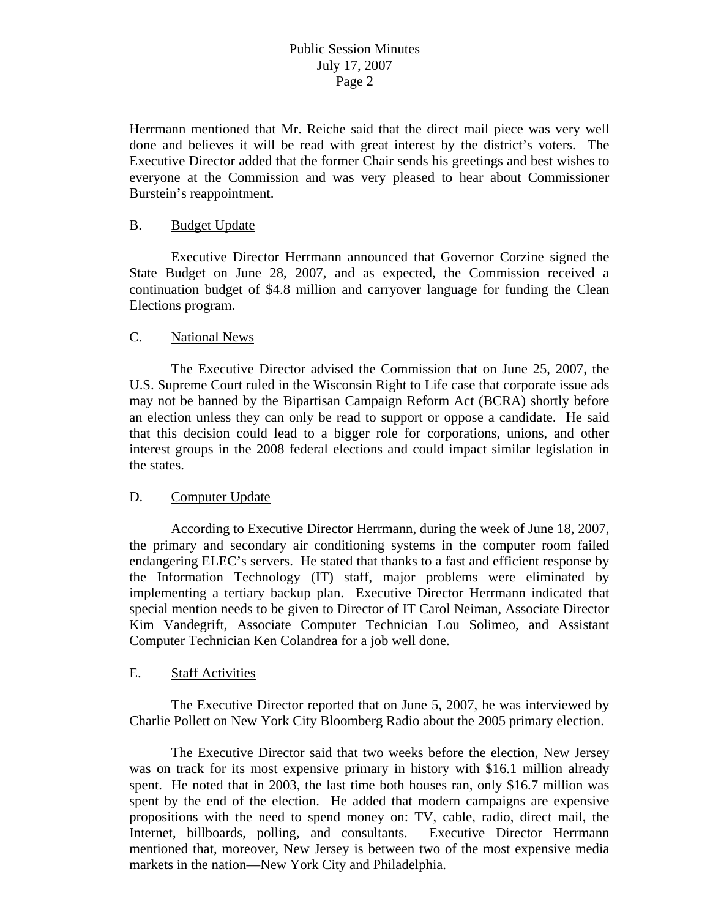Herrmann mentioned that Mr. Reiche said that the direct mail piece was very well done and believes it will be read with great interest by the district's voters. The Executive Director added that the former Chair sends his greetings and best wishes to everyone at the Commission and was very pleased to hear about Commissioner Burstein's reappointment.

B. Budget Update

Executive Director Herrmann announced that Governor Corzine signed the State Budget on June 28, 2007, and as expected, the Commission received a continuation budget of $4.8 million and carryover language for funding the Clean Elections program.

C. National News

The Executive Director advised the Commission that on June 25, 2007, the U.S. Supreme Court ruled in the Wisconsin Right to Life case that corporate issue ads may not be banned by the Bipartisan Campaign Reform Act (BCRA) shortly before an election unless they can only be read to support or oppose a candidate. He said that this decision could lead to a bigger role for corporations, unions, and other interest groups in the 2008 federal elections and could impact similar legislation in the states.

D. Computer Update

According to Executive Director Herrmann, during the week of June 18, 2007, the primary and secondary air conditioning systems in the computer room failed endangering ELEC's servers. He stated that thanks to a fast and efficient response by the Information Technology (IT) staff, major problems were eliminated by implementing a tertiary backup plan. Executive Director Herrmann indicated that special mention needs to be given to Director of IT Carol Neiman, Associate Director Kim Vandegrift, Associate Computer Technician Lou Solimeo, and Assistant Computer Technician Ken Colandrea for a job well done.

E. Staff Activities

The Executive Director reported that on June 5, 2007, he was interviewed by Charlie Pollett on New York City Bloomberg Radio about the 2005 primary election.

The Executive Director said that two weeks before the election, New Jersey was on track for its most expensive primary in history with $16.1 million already spent. He noted that in 2003, the last time both houses ran, only $16.7 million was spent by the end of the election. He added that modern campaigns are expensive propositions with the need to spend money on: TV, cable, radio, direct mail, the Internet, billboards, polling, and consultants. Executive Director Herrmann mentioned that, moreover, New Jersey is between two of the most expensive media markets in the nation—New York City and Philadelphia.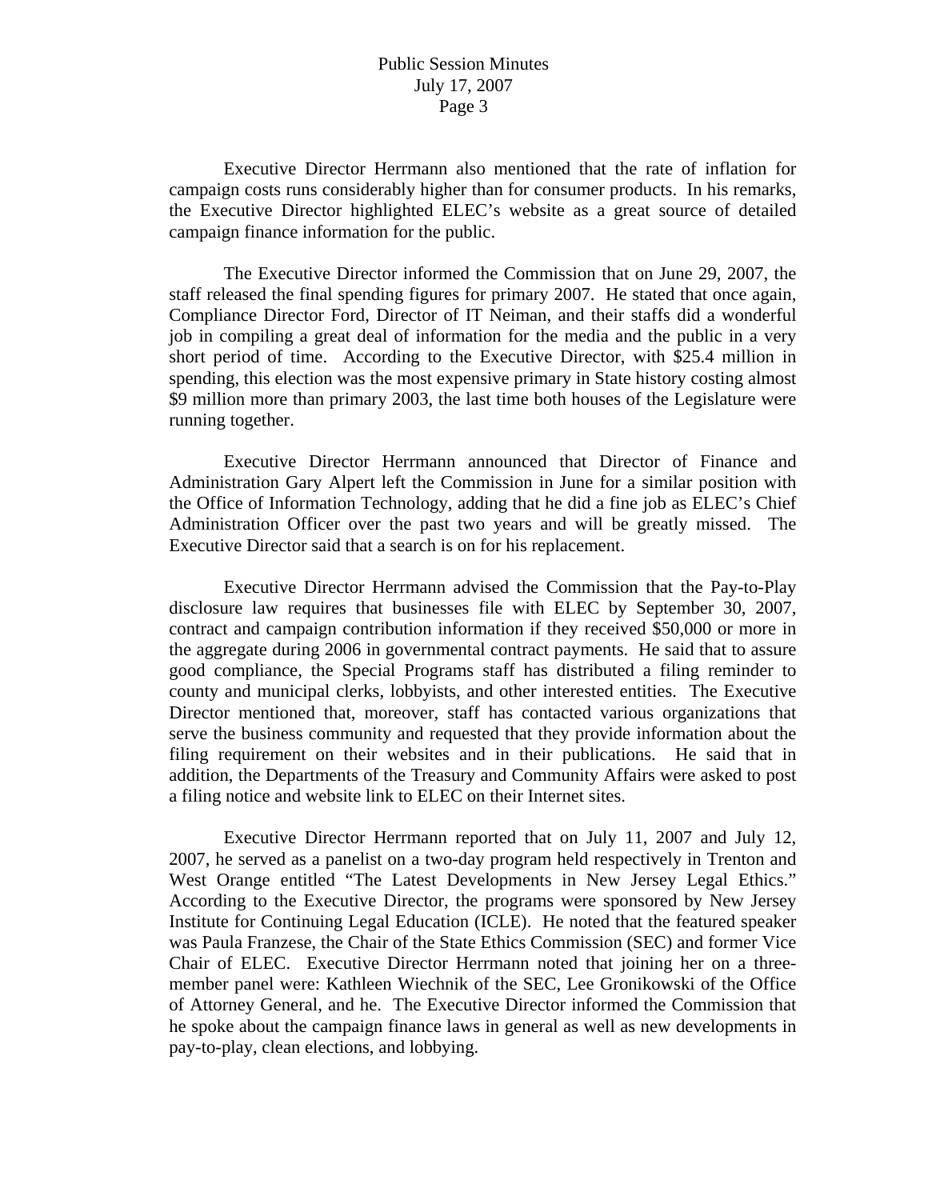Executive Director Herrmann also mentioned that the rate of inflation for campaign costs runs considerably higher than for consumer products. In his remarks, the Executive Director highlighted ELEC's website as a great source of detailed campaign finance information for the public.

The Executive Director informed the Commission that on June 29, 2007, the staff released the final spending figures for primary 2007. He stated that once again, Compliance Director Ford, Director of IT Neiman, and their staffs did a wonderful job in compiling a great deal of information for the media and the public in a very short period of time. According to the Executive Director, with $25.4 million in spending, this election was the most expensive primary in State history costing almost $9 million more than primary 2003, the last time both houses of the Legislature were running together.

Executive Director Herrmann announced that Director of Finance and Administration Gary Alpert left the Commission in June for a similar position with the Office of Information Technology, adding that he did a fine job as ELEC's Chief Administration Officer over the past two years and will be greatly missed. The Executive Director said that a search is on for his replacement.

Executive Director Herrmann advised the Commission that the Pay-to-Play disclosure law requires that businesses file with ELEC by September 30, 2007, contract and campaign contribution information if they received $50,000 or more in the aggregate during 2006 in governmental contract payments. He said that to assure good compliance, the Special Programs staff has distributed a filing reminder to county and municipal clerks, lobbyists, and other interested entities. The Executive Director mentioned that, moreover, staff has contacted various organizations that serve the business community and requested that they provide information about the filing requirement on their websites and in their publications. He said that in addition, the Departments of the Treasury and Community Affairs were asked to post a filing notice and website link to ELEC on their Internet sites.

Executive Director Herrmann reported that on July 11, 2007 and July 12, 2007, he served as a panelist on a two-day program held respectively in Trenton and West Orange entitled "The Latest Developments in New Jersey Legal Ethics." According to the Executive Director, the programs were sponsored by New Jersey Institute for Continuing Legal Education (ICLE). He noted that the featured speaker was Paula Franzese, the Chair of the State Ethics Commission (SEC) and former Vice Chair of ELEC. Executive Director Herrmann noted that joining her on a three-member panel were: Kathleen Wiechnik of the SEC, Lee Gronikowski of the Office of Attorney General, and he. The Executive Director informed the Commission that he spoke about the campaign finance laws in general as well as new developments in pay-to-play, clean elections, and lobbying.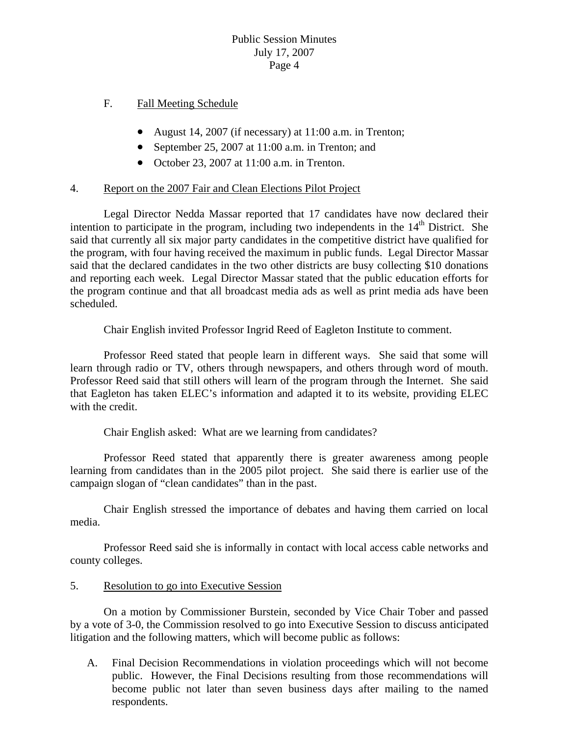F. <u>Fall Meeting Schedule</u>

- August 14, 2007 (if necessary) at 11:00 a.m. in Trenton;
- September 25, 2007 at 11:00 a.m. in Trenton; and
- October 23, 2007 at 11:00 a.m. in Trenton.

4. <u>Report on the 2007 Fair and Clean Elections Pilot Project</u>

Legal Director Nedda Massar reported that 17 candidates have now declared their intention to participate in the program, including two independents in the 14th District. She said that currently all six major party candidates in the competitive district have qualified for the program, with four having received the maximum in public funds. Legal Director Massar said that the declared candidates in the two other districts are busy collecting $10 donations and reporting each week. Legal Director Massar stated that the public education efforts for the program continue and that all broadcast media ads as well as print media ads have been scheduled.

Chair English invited Professor Ingrid Reed of Eagleton Institute to comment.

Professor Reed stated that people learn in different ways. She said that some will learn through radio or TV, others through newspapers, and others through word of mouth. Professor Reed said that still others will learn of the program through the Internet. She said that Eagleton has taken ELEC's information and adapted it to its website, providing ELEC with the credit.

Chair English asked: What are we learning from candidates?

Professor Reed stated that apparently there is greater awareness among people learning from candidates than in the 2005 pilot project. She said there is earlier use of the campaign slogan of "clean candidates" than in the past.

Chair English stressed the importance of debates and having them carried on local media.

Professor Reed said she is informally in contact with local access cable networks and county colleges.

5. <u>Resolution to go into Executive Session</u>

On a motion by Commissioner Burstein, seconded by Vice Chair Tober and passed by a vote of 3-0, the Commission resolved to go into Executive Session to discuss anticipated litigation and the following matters, which will become public as follows:

A. Final Decision Recommendations in violation proceedings which will not become public. However, the Final Decisions resulting from those recommendations will become public not later than seven business days after mailing to the named respondents.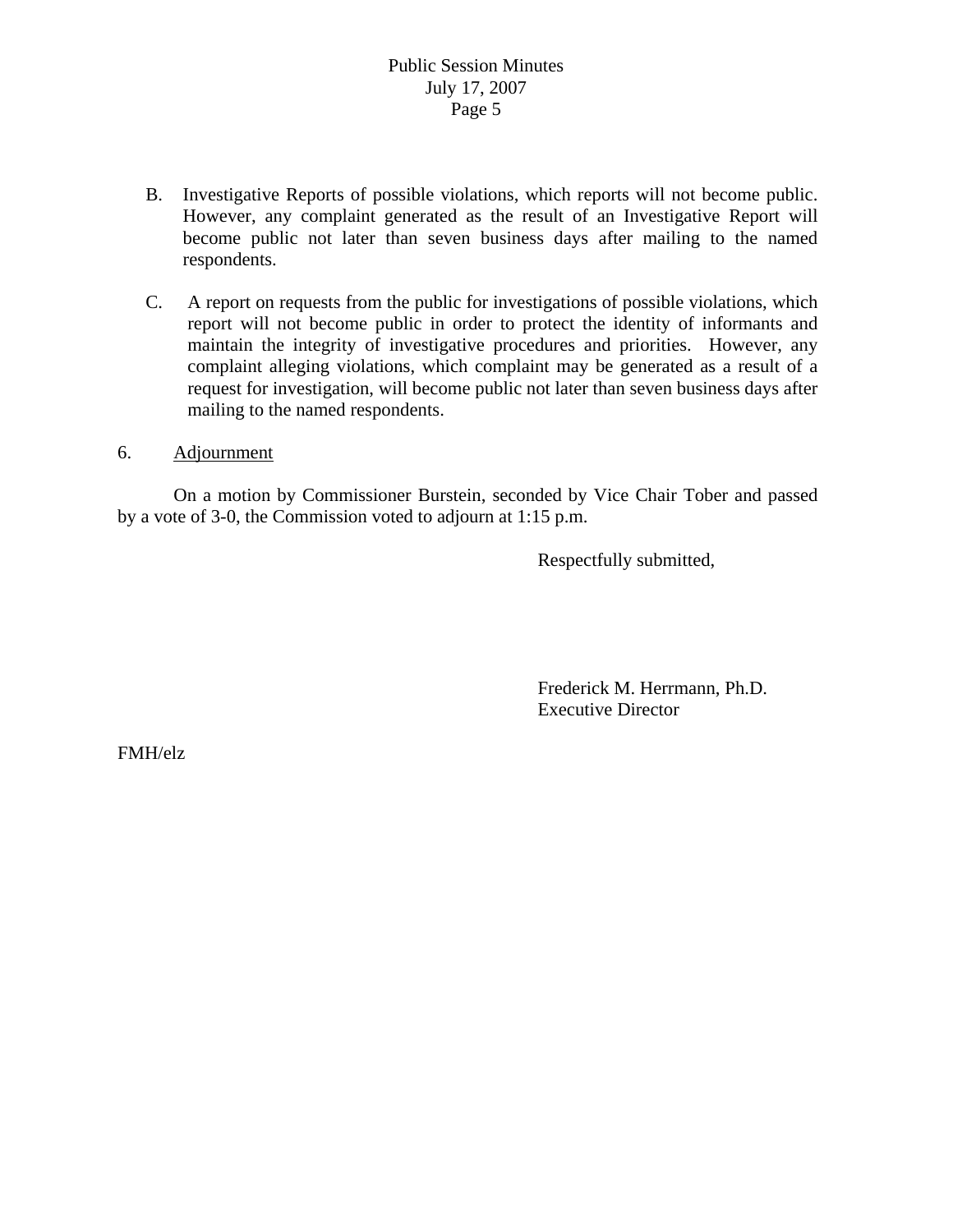B. Investigative Reports of possible violations, which reports will not become public. However, any complaint generated as the result of an Investigative Report will become public not later than seven business days after mailing to the named respondents.

C. A report on requests from the public for investigations of possible violations, which report will not become public in order to protect the identity of informants and maintain the integrity of investigative procedures and priorities. However, any complaint alleging violations, which complaint may be generated as a result of a request for investigation, will become public not later than seven business days after mailing to the named respondents.

6. <u>Adjournment</u>

On a motion by Commissioner Burstein, seconded by Vice Chair Tober and passed by a vote of 3-0, the Commission voted to adjourn at 1:15 p.m.

Respectfully submitted,

Frederick M. Herrmann, Ph.D.
Executive Director

FMH/elz